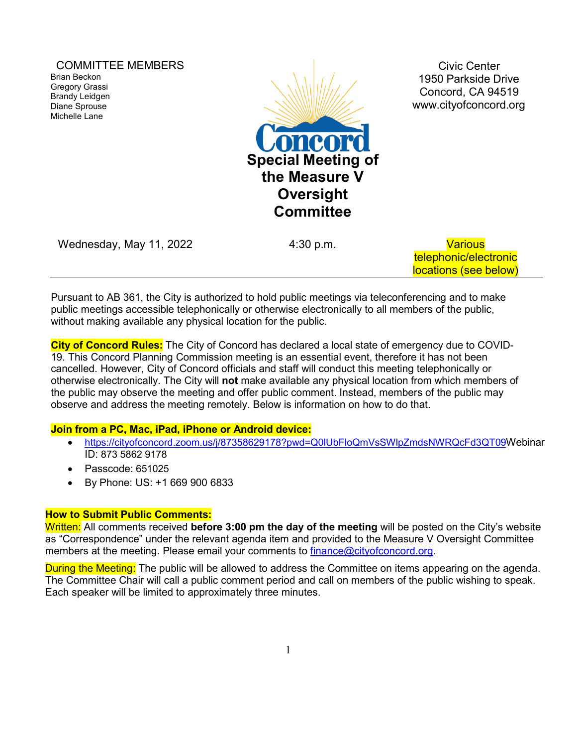COMMITTEE MEMBERS

Brian Beckon
Gregory Grassi
Brandy Leidgen
Diane Sprouse
Michelle Lane

Concord

# Special Meeting of the Measure V Oversight Committee

Civic Center
1950 Parkside Drive
Concord, CA 94519
www.cityofconcord.org

Wednesday, May 11, 2022 | 4:30 p.m. | Various telephonic/electronic locations (see below)

---

Pursuant to AB 361, the City is authorized to hold public meetings via teleconferencing and to make public meetings accessible telephonically or otherwise electronically to all members of the public, without making available any physical location for the public.

**City of Concord Rules:** The City of Concord has declared a local state of emergency due to COVID-19. This Concord Planning Commission meeting is an essential event, therefore it has not been cancelled. However, City of Concord officials and staff will conduct this meeting telephonically or otherwise electronically. The City will **not** make available any physical location from which members of the public may observe the meeting and offer public comment. Instead, members of the public may observe and address the meeting remotely. Below is information on how to do that.

**Join from a PC, Mac, iPad, iPhone or Android device:**

- https://cityofconcord.zoom.us/j/87358629178?pwd=Q0lUbFloQmVsSWlpZmdsNWRQcFd3QT09Webinar ID: 873 5862 9178
- Passcode: 651025
- By Phone: US: +1 669 900 6833

**How to Submit Public Comments:**

Written: All comments received **before 3:00 pm the day of the meeting** will be posted on the City's website as "Correspondence" under the relevant agenda item and provided to the Measure V Oversight Committee members at the meeting. Please email your comments to finance@cityofconcord.org.

During the Meeting: The public will be allowed to address the Committee on items appearing on the agenda. The Committee Chair will call a public comment period and call on members of the public wishing to speak. Each speaker will be limited to approximately three minutes.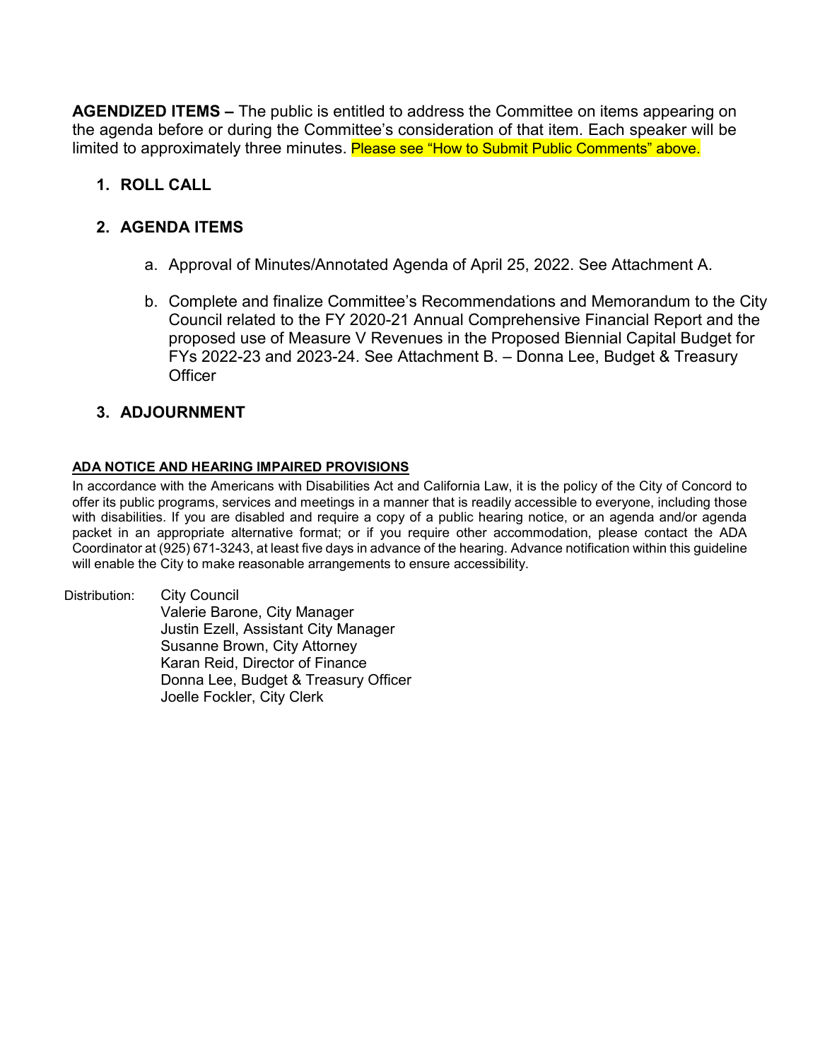**AGENDIZED ITEMS –** The public is entitled to address the Committee on items appearing on the agenda before or during the Committee's consideration of that item. Each speaker will be limited to approximately three minutes. Please see "How to Submit Public Comments" above.

1. **ROLL CALL**

2. **AGENDA ITEMS**

    a. Approval of Minutes/Annotated Agenda of April 25, 2022. See Attachment A.

    b. Complete and finalize Committee's Recommendations and Memorandum to the City Council related to the FY 2020-21 Annual Comprehensive Financial Report and the proposed use of Measure V Revenues in the Proposed Biennial Capital Budget for FYs 2022-23 and 2023-24. See Attachment B. – Donna Lee, Budget & Treasury Officer

3. **ADJOURNMENT**

**ADA NOTICE AND HEARING IMPAIRED PROVISIONS**

In accordance with the Americans with Disabilities Act and California Law, it is the policy of the City of Concord to offer its public programs, services and meetings in a manner that is readily accessible to everyone, including those with disabilities. If you are disabled and require a copy of a public hearing notice, or an agenda and/or agenda packet in an appropriate alternative format; or if you require other accommodation, please contact the ADA Coordinator at (925) 671-3243, at least five days in advance of the hearing. Advance notification within this guideline will enable the City to make reasonable arrangements to ensure accessibility.

Distribution: City Council
Valerie Barone, City Manager
Justin Ezell, Assistant City Manager
Susanne Brown, City Attorney
Karan Reid, Director of Finance
Donna Lee, Budget & Treasury Officer
Joelle Fockler, City Clerk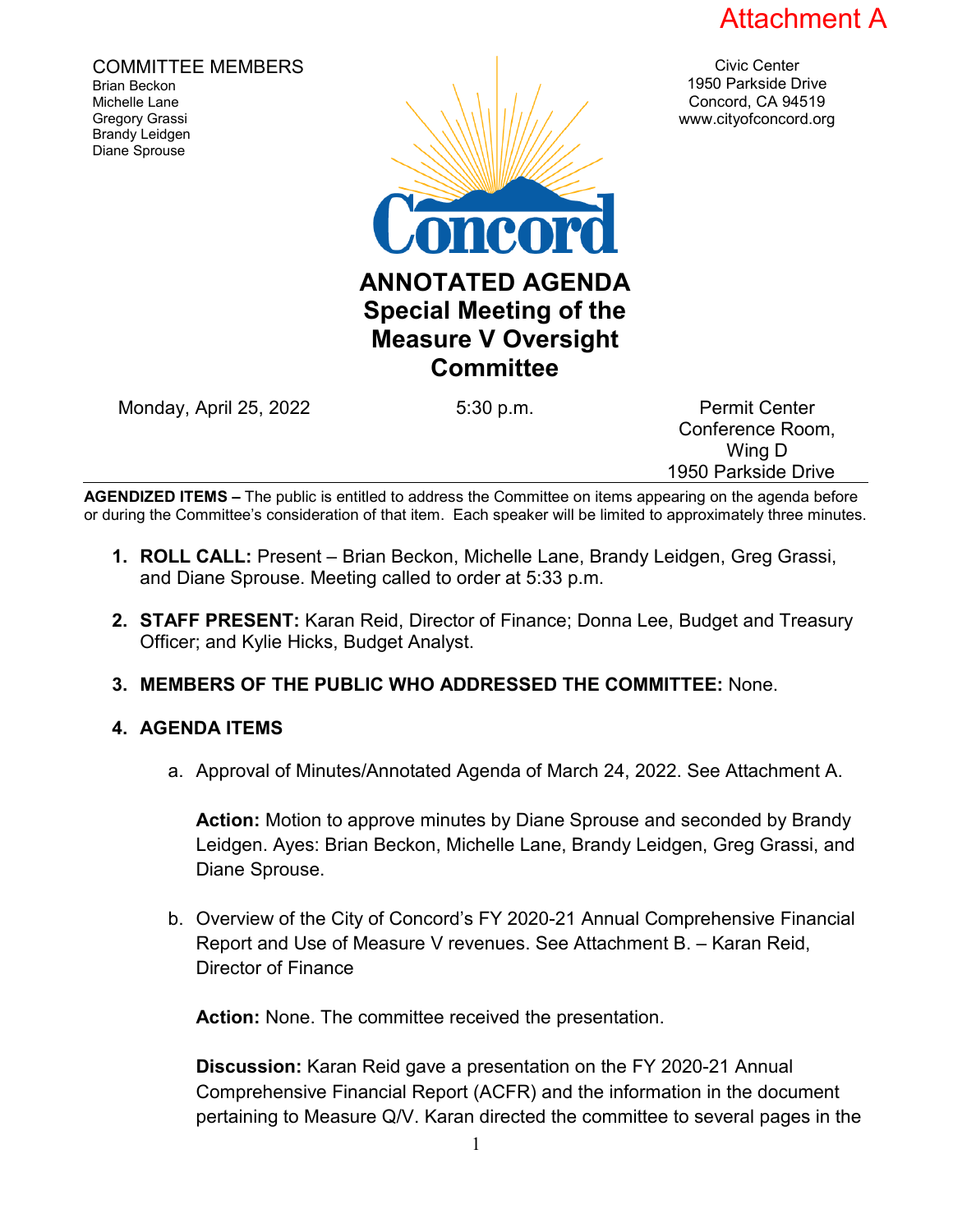Attachment A

COMMITTEE MEMBERS
Brian Beckon
Michelle Lane
Gregory Grassi
Brandy Leidgen
Diane Sprouse

Civic Center
1950 Parkside Drive
Concord, CA 94519
www.cityofconcord.org

# ANNOTATED AGENDA
## Special Meeting of the Measure V Oversight Committee

Monday, April 25, 2022 | 5:30 p.m. | Permit Center Conference Room, Wing D, 1950 Parkside Drive

**AGENDIZED ITEMS –** The public is entitled to address the Committee on items appearing on the agenda before or during the Committee's consideration of that item. Each speaker will be limited to approximately three minutes.

1. **ROLL CALL:** Present – Brian Beckon, Michelle Lane, Brandy Leidgen, Greg Grassi, and Diane Sprouse. Meeting called to order at 5:33 p.m.

2. **STAFF PRESENT:** Karan Reid, Director of Finance; Donna Lee, Budget and Treasury Officer; and Kylie Hicks, Budget Analyst.

3. **MEMBERS OF THE PUBLIC WHO ADDRESSED THE COMMITTEE:** None.

4. **AGENDA ITEMS**

   a. Approval of Minutes/Annotated Agenda of March 24, 2022. See Attachment A.

      **Action:** Motion to approve minutes by Diane Sprouse and seconded by Brandy Leidgen. Ayes: Brian Beckon, Michelle Lane, Brandy Leidgen, Greg Grassi, and Diane Sprouse.

   b. Overview of the City of Concord's FY 2020-21 Annual Comprehensive Financial Report and Use of Measure V revenues. See Attachment B. – Karan Reid, Director of Finance

      **Action:** None. The committee received the presentation.

      **Discussion:** Karan Reid gave a presentation on the FY 2020-21 Annual Comprehensive Financial Report (ACFR) and the information in the document pertaining to Measure Q/V. Karan directed the committee to several pages in the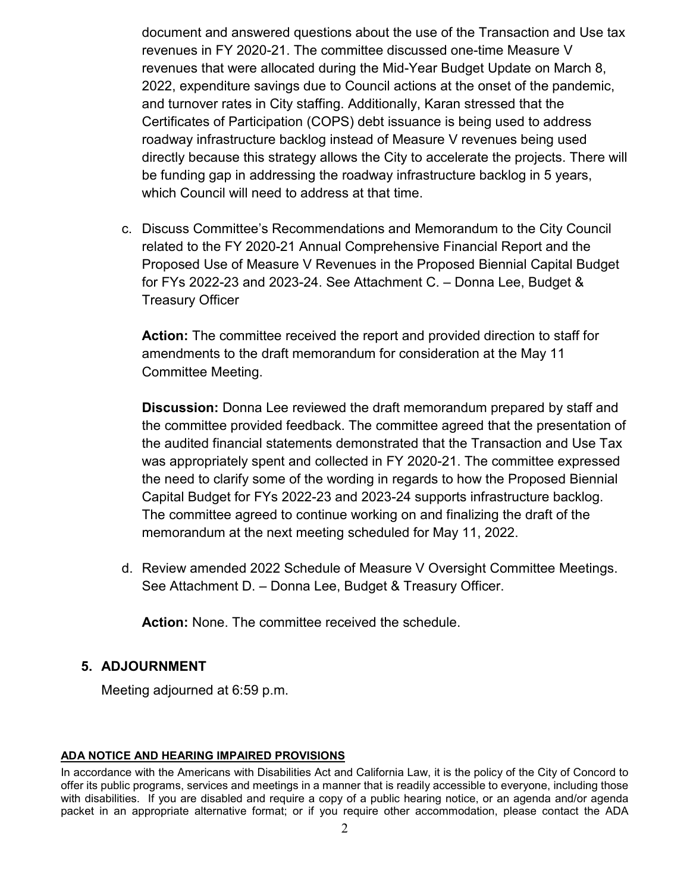document and answered questions about the use of the Transaction and Use tax revenues in FY 2020-21. The committee discussed one-time Measure V revenues that were allocated during the Mid-Year Budget Update on March 8, 2022, expenditure savings due to Council actions at the onset of the pandemic, and turnover rates in City staffing. Additionally, Karan stressed that the Certificates of Participation (COPS) debt issuance is being used to address roadway infrastructure backlog instead of Measure V revenues being used directly because this strategy allows the City to accelerate the projects. There will be funding gap in addressing the roadway infrastructure backlog in 5 years, which Council will need to address at that time.

c. Discuss Committee's Recommendations and Memorandum to the City Council related to the FY 2020-21 Annual Comprehensive Financial Report and the Proposed Use of Measure V Revenues in the Proposed Biennial Capital Budget for FYs 2022-23 and 2023-24. See Attachment C. – Donna Lee, Budget & Treasury Officer

   **Action:** The committee received the report and provided direction to staff for amendments to the draft memorandum for consideration at the May 11 Committee Meeting.

   **Discussion:** Donna Lee reviewed the draft memorandum prepared by staff and the committee provided feedback. The committee agreed that the presentation of the audited financial statements demonstrated that the Transaction and Use Tax was appropriately spent and collected in FY 2020-21. The committee expressed the need to clarify some of the wording in regards to how the Proposed Biennial Capital Budget for FYs 2022-23 and 2023-24 supports infrastructure backlog. The committee agreed to continue working on and finalizing the draft of the memorandum at the next meeting scheduled for May 11, 2022.

d. Review amended 2022 Schedule of Measure V Oversight Committee Meetings. See Attachment D. – Donna Lee, Budget & Treasury Officer.

   **Action:** None. The committee received the schedule.

## 5. ADJOURNMENT

Meeting adjourned at 6:59 p.m.

**ADA NOTICE AND HEARING IMPAIRED PROVISIONS**

In accordance with the Americans with Disabilities Act and California Law, it is the policy of the City of Concord to offer its public programs, services and meetings in a manner that is readily accessible to everyone, including those with disabilities. If you are disabled and require a copy of a public hearing notice, or an agenda and/or agenda packet in an appropriate alternative format; or if you require other accommodation, please contact the ADA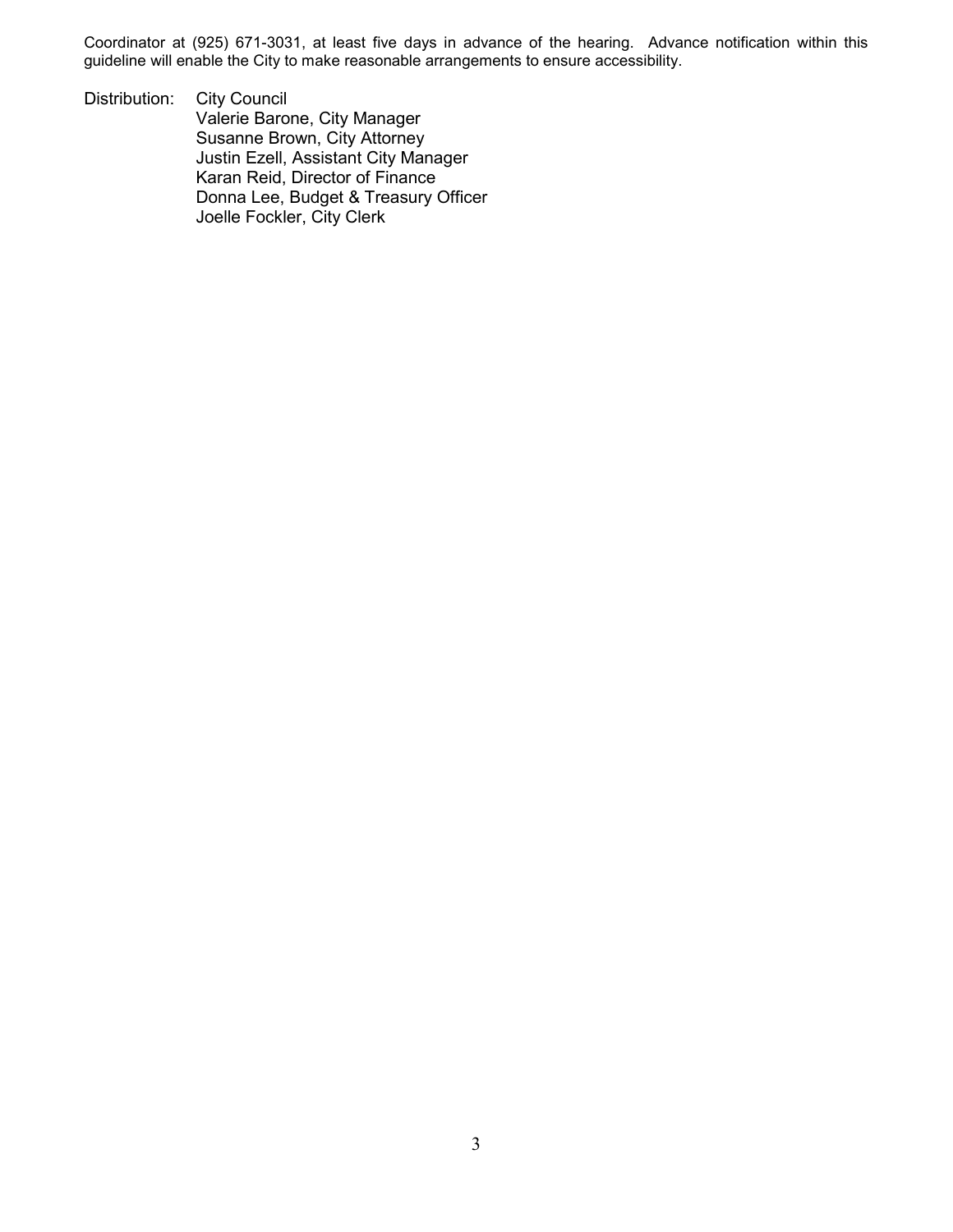Coordinator at (925) 671-3031, at least five days in advance of the hearing. Advance notification within this guideline will enable the City to make reasonable arrangements to ensure accessibility.

Distribution: City Council
Valerie Barone, City Manager
Susanne Brown, City Attorney
Justin Ezell, Assistant City Manager
Karan Reid, Director of Finance
Donna Lee, Budget & Treasury Officer
Joelle Fockler, City Clerk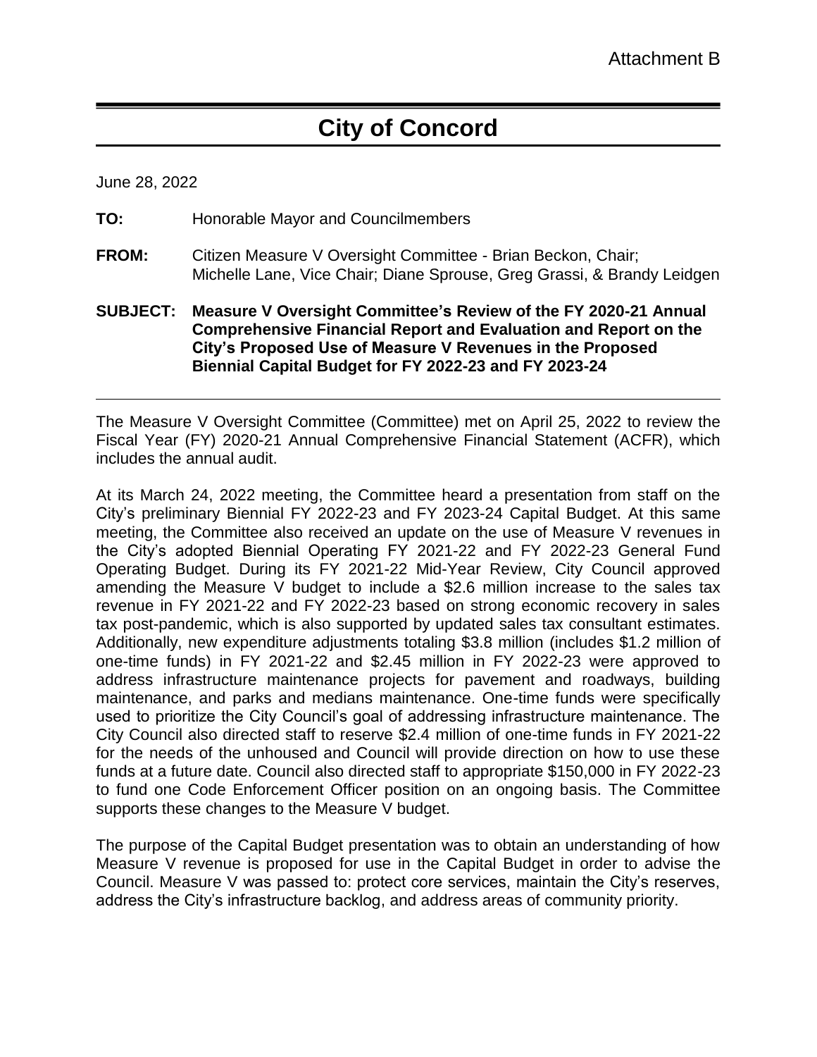Attachment B

# City of Concord

June 28, 2022

**TO:** Honorable Mayor and Councilmembers

**FROM:** Citizen Measure V Oversight Committee - Brian Beckon, Chair; Michelle Lane, Vice Chair; Diane Sprouse, Greg Grassi, & Brandy Leidgen

**SUBJECT: Measure V Oversight Committee's Review of the FY 2020-21 Annual Comprehensive Financial Report and Evaluation and Report on the City's Proposed Use of Measure V Revenues in the Proposed Biennial Capital Budget for FY 2022-23 and FY 2023-24**

---

The Measure V Oversight Committee (Committee) met on April 25, 2022 to review the Fiscal Year (FY) 2020-21 Annual Comprehensive Financial Statement (ACFR), which includes the annual audit.

At its March 24, 2022 meeting, the Committee heard a presentation from staff on the City's preliminary Biennial FY 2022-23 and FY 2023-24 Capital Budget. At this same meeting, the Committee also received an update on the use of Measure V revenues in the City's adopted Biennial Operating FY 2021-22 and FY 2022-23 General Fund Operating Budget. During its FY 2021-22 Mid-Year Review, City Council approved amending the Measure V budget to include a $2.6 million increase to the sales tax revenue in FY 2021-22 and FY 2022-23 based on strong economic recovery in sales tax post-pandemic, which is also supported by updated sales tax consultant estimates. Additionally, new expenditure adjustments totaling $3.8 million (includes $1.2 million of one-time funds) in FY 2021-22 and $2.45 million in FY 2022-23 were approved to address infrastructure maintenance projects for pavement and roadways, building maintenance, and parks and medians maintenance. One-time funds were specifically used to prioritize the City Council's goal of addressing infrastructure maintenance. The City Council also directed staff to reserve $2.4 million of one-time funds in FY 2021-22 for the needs of the unhoused and Council will provide direction on how to use these funds at a future date. Council also directed staff to appropriate $150,000 in FY 2022-23 to fund one Code Enforcement Officer position on an ongoing basis. The Committee supports these changes to the Measure V budget.

The purpose of the Capital Budget presentation was to obtain an understanding of how Measure V revenue is proposed for use in the Capital Budget in order to advise the Council. Measure V was passed to: protect core services, maintain the City's reserves, address the City's infrastructure backlog, and address areas of community priority.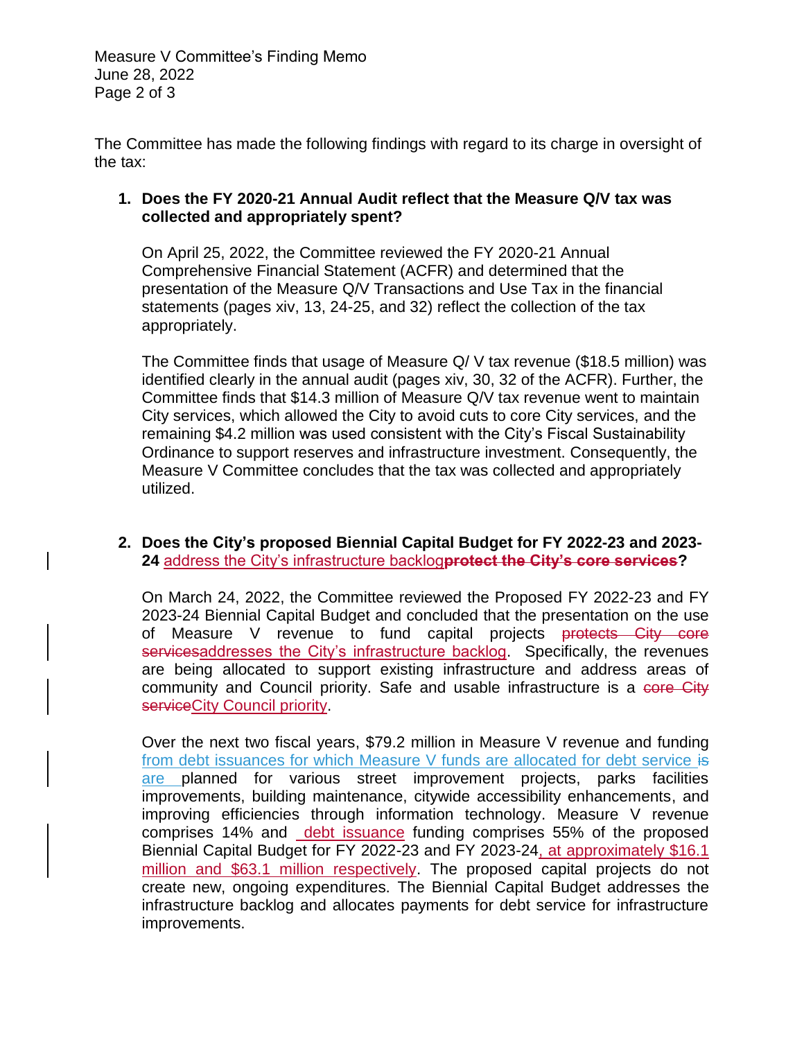The Committee has made the following findings with regard to its charge in oversight of the tax:

1. **Does the FY 2020-21 Annual Audit reflect that the Measure Q/V tax was collected and appropriately spent?**

   On April 25, 2022, the Committee reviewed the FY 2020-21 Annual Comprehensive Financial Statement (ACFR) and determined that the presentation of the Measure Q/V Transactions and Use Tax in the financial statements (pages xiv, 13, 24-25, and 32) reflect the collection of the tax appropriately.

   The Committee finds that usage of Measure Q/ V tax revenue ($18.5 million) was identified clearly in the annual audit (pages xiv, 30, 32 of the ACFR). Further, the Committee finds that $14.3 million of Measure Q/V tax revenue went to maintain City services, which allowed the City to avoid cuts to core City services, and the remaining $4.2 million was used consistent with the City's Fiscal Sustainability Ordinance to support reserves and infrastructure investment. Consequently, the Measure V Committee concludes that the tax was collected and appropriately utilized.

2. **Does the City's proposed Biennial Capital Budget for FY 2022-23 and 2023-24** address the City's infrastructure backlog**~~protect the City's core services~~?**

   On March 24, 2022, the Committee reviewed the Proposed FY 2022-23 and FY 2023-24 Biennial Capital Budget and concluded that the presentation on the use of Measure V revenue to fund capital projects ~~protects City core services~~addresses the City's infrastructure backlog. Specifically, the revenues are being allocated to support existing infrastructure and address areas of community and Council priority. Safe and usable infrastructure is a ~~core City service~~City Council priority.

   Over the next two fiscal years, $79.2 million in Measure V revenue and funding from debt issuances for which Measure V funds are allocated for debt service ~~is~~ are planned for various street improvement projects, parks facilities improvements, building maintenance, citywide accessibility enhancements, and improving efficiencies through information technology. Measure V revenue comprises 14% and debt issuance funding comprises 55% of the proposed Biennial Capital Budget for FY 2022-23 and FY 2023-24, at approximately $16.1 million and $63.1 million respectively. The proposed capital projects do not create new, ongoing expenditures. The Biennial Capital Budget addresses the infrastructure backlog and allocates payments for debt service for infrastructure improvements.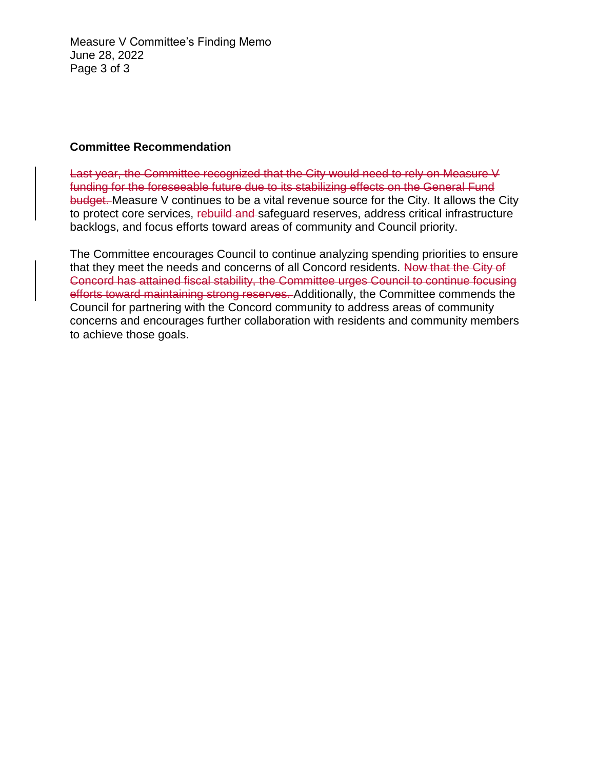### Committee Recommendation

~~Last year, the Committee recognized that the City would need to rely on Measure V funding for the foreseeable future due to its stabilizing effects on the General Fund budget.~~ Measure V continues to be a vital revenue source for the City. It allows the City to protect core services, ~~rebuild and~~ safeguard reserves, address critical infrastructure backlogs, and focus efforts toward areas of community and Council priority.

The Committee encourages Council to continue analyzing spending priorities to ensure that they meet the needs and concerns of all Concord residents. ~~Now that the City of Concord has attained fiscal stability, the Committee urges Council to continue focusing efforts toward maintaining strong reserves.~~ Additionally, the Committee commends the Council for partnering with the Concord community to address areas of community concerns and encourages further collaboration with residents and community members to achieve those goals.